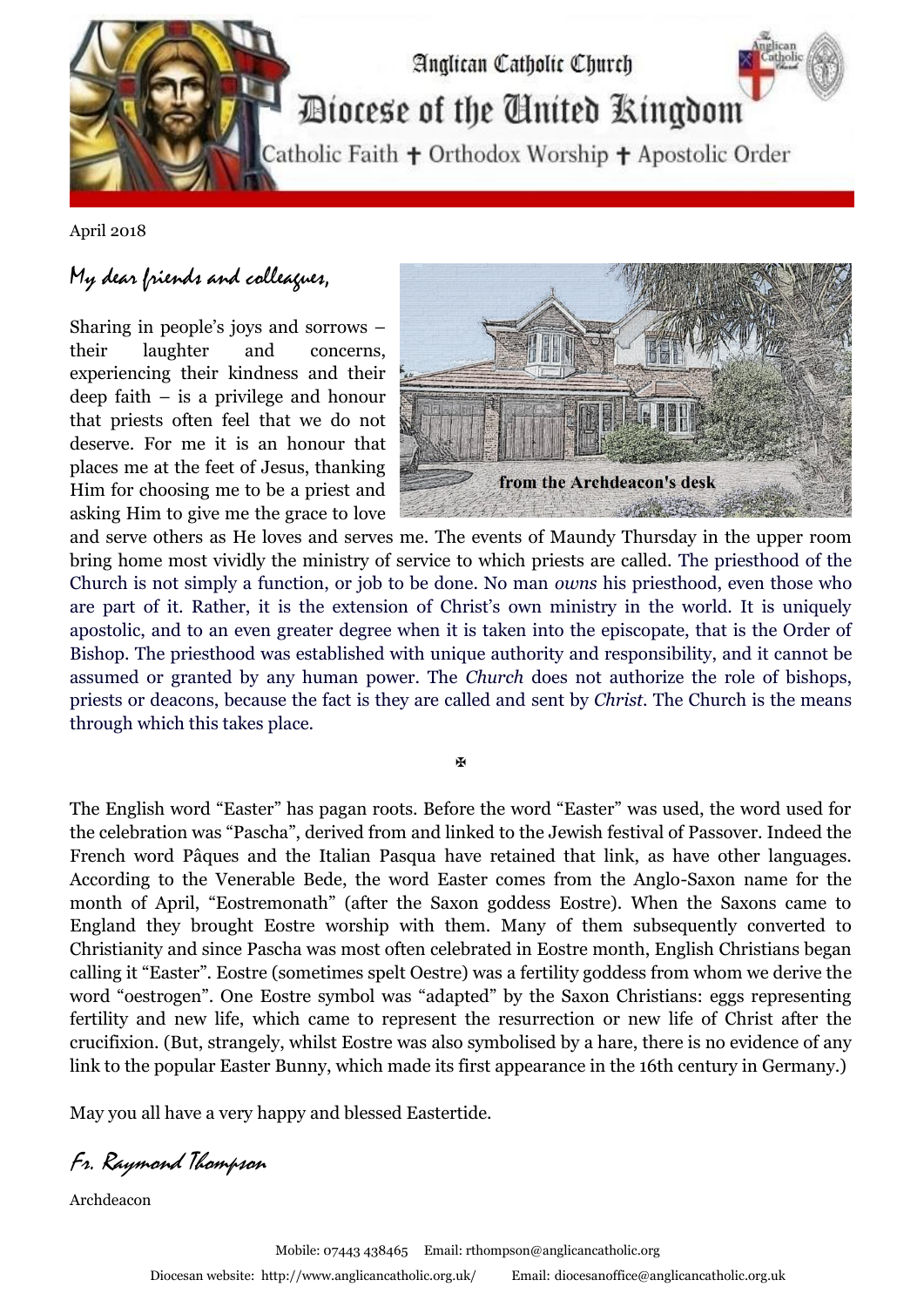# Anglican Catholic Church

## Diocese of the United Kingdom

Catholic Faith ✝ Orthodox Worship ✝ Apostolic Order

April 2018

*My dear friends and colleagues,*

from the Archdeacon's desk

Sharing in people's joys and sorrows – their laughter and concerns, experiencing their kindness and their deep faith – is a privilege and honour that priests often feel that we do not deserve. For me it is an honour that places me at the feet of Jesus, thanking Him for choosing me to be a priest and asking Him to give me the grace to love and serve others as He loves and serves me. The events of Maundy Thursday in the upper room bring home most vividly the ministry of service to which priests are called. The priesthood of the Church is not simply a function, or job to be done. No man *owns* his priesthood, even those who are part of it. Rather, it is the extension of Christ's own ministry in the world. It is uniquely apostolic, and to an even greater degree when it is taken into the episcopate, that is the Order of Bishop. The priesthood was established with unique authority and responsibility, and it cannot be assumed or granted by any human power. The *Church* does not authorize the role of bishops, priests or deacons, because the fact is they are called and sent by *Christ*. The Church is the means through which this takes place.

✠

The English word "Easter" has pagan roots. Before the word "Easter" was used, the word used for the celebration was "Pascha", derived from and linked to the Jewish festival of Passover. Indeed the French word Pâques and the Italian Pasqua have retained that link, as have other languages. According to the Venerable Bede, the word Easter comes from the Anglo-Saxon name for the month of April, "Eostremonath" (after the Saxon goddess Eostre). When the Saxons came to England they brought Eostre worship with them. Many of them subsequently converted to Christianity and since Pascha was most often celebrated in Eostre month, English Christians began calling it "Easter". Eostre (sometimes spelt Oestre) was a fertility goddess from whom we derive the word "oestrogen". One Eostre symbol was "adapted" by the Saxon Christians: eggs representing fertility and new life, which came to represent the resurrection or new life of Christ after the crucifixion. (But, strangely, whilst Eostre was also symbolised by a hare, there is no evidence of any link to the popular Easter Bunny, which made its first appearance in the 16th century in Germany.)

May you all have a very happy and blessed Eastertide.

*Fr. Raymond Thompson*

Archdeacon

Mobile: 07443 438465 Email: rthompson@anglicancatholic.org

Diocesan website: http://www.anglicancatholic.org.uk/ Email: diocesanoffice@anglicancatholic.org.uk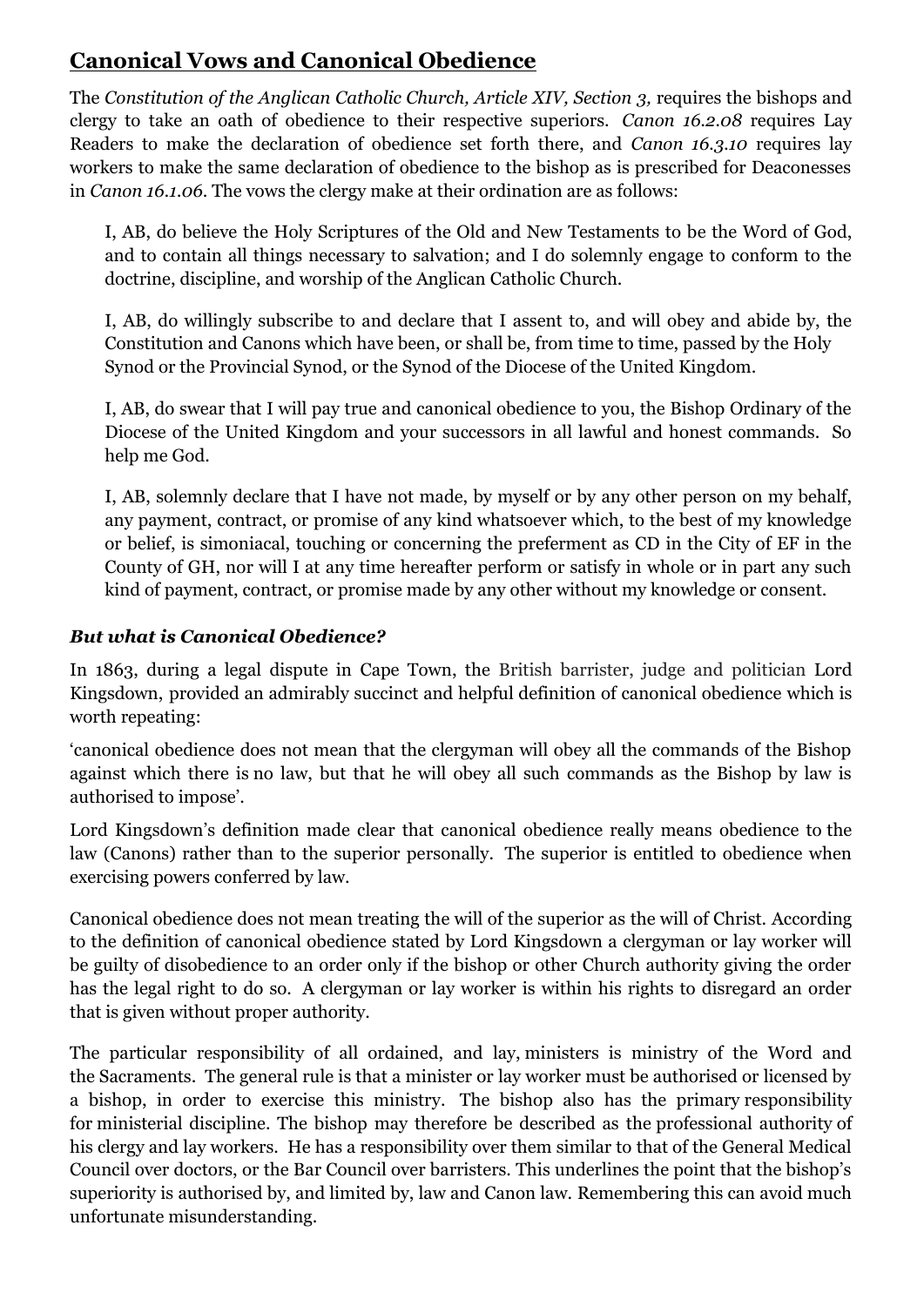## Canonical Vows and Canonical Obedience

The *Constitution of the Anglican Catholic Church, Article XIV, Section 3,* requires the bishops and clergy to take an oath of obedience to their respective superiors. *Canon 16.2.08* requires Lay Readers to make the declaration of obedience set forth there, and *Canon 16.3.10* requires lay workers to make the same declaration of obedience to the bishop as is prescribed for Deaconesses in *Canon 16.1.06*. The vows the clergy make at their ordination are as follows:

> I, AB, do believe the Holy Scriptures of the Old and New Testaments to be the Word of God, and to contain all things necessary to salvation; and I do solemnly engage to conform to the doctrine, discipline, and worship of the Anglican Catholic Church.
>
> I, AB, do willingly subscribe to and declare that I assent to, and will obey and abide by, the Constitution and Canons which have been, or shall be, from time to time, passed by the Holy Synod or the Provincial Synod, or the Synod of the Diocese of the United Kingdom.
>
> I, AB, do swear that I will pay true and canonical obedience to you, the Bishop Ordinary of the Diocese of the United Kingdom and your successors in all lawful and honest commands. So help me God.
>
> I, AB, solemnly declare that I have not made, by myself or by any other person on my behalf, any payment, contract, or promise of any kind whatsoever which, to the best of my knowledge or belief, is simoniacal, touching or concerning the preferment as CD in the City of EF in the County of GH, nor will I at any time hereafter perform or satisfy in whole or in part any such kind of payment, contract, or promise made by any other without my knowledge or consent.

### *But what is Canonical Obedience?*

In 1863, during a legal dispute in Cape Town, the British barrister, judge and politician Lord Kingsdown, provided an admirably succinct and helpful definition of canonical obedience which is worth repeating:

'canonical obedience does not mean that the clergyman will obey all the commands of the Bishop against which there is no law, but that he will obey all such commands as the Bishop by law is authorised to impose'.

Lord Kingsdown's definition made clear that canonical obedience really means obedience to the law (Canons) rather than to the superior personally. The superior is entitled to obedience when exercising powers conferred by law.

Canonical obedience does not mean treating the will of the superior as the will of Christ. According to the definition of canonical obedience stated by Lord Kingsdown a clergyman or lay worker will be guilty of disobedience to an order only if the bishop or other Church authority giving the order has the legal right to do so. A clergyman or lay worker is within his rights to disregard an order that is given without proper authority.

The particular responsibility of all ordained, and lay, ministers is ministry of the Word and the Sacraments. The general rule is that a minister or lay worker must be authorised or licensed by a bishop, in order to exercise this ministry. The bishop also has the primary responsibility for ministerial discipline. The bishop may therefore be described as the professional authority of his clergy and lay workers. He has a responsibility over them similar to that of the General Medical Council over doctors, or the Bar Council over barristers. This underlines the point that the bishop's superiority is authorised by, and limited by, law and Canon law. Remembering this can avoid much unfortunate misunderstanding.